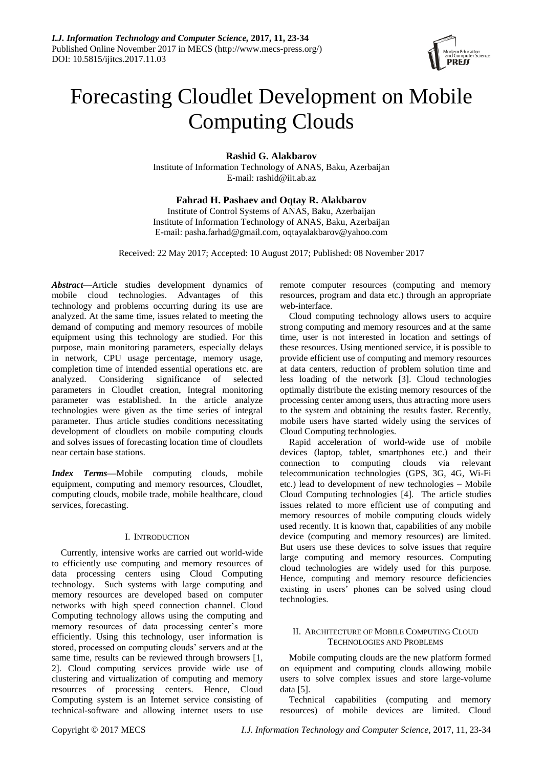# Forecasting Cloudlet Development on Mobile Computing Clouds

**Rashid G. Alakbarov**
Institute of Information Technology of ANAS, Baku, Azerbaijan
E-mail: rashid@iit.ab.az

**Fahrad H. Pashaev and Oqtay R. Alakbarov**
Institute of Control Systems of ANAS, Baku, Azerbaijan
Institute of Information Technology of ANAS, Baku, Azerbaijan
E-mail: pasha.farhad@gmail.com, oqtayalakbarov@yahoo.com

Received: 22 May 2017; Accepted: 10 August 2017; Published: 08 November 2017

***Abstract*****—**Article studies development dynamics of mobile cloud technologies. Advantages of this technology and problems occurring during its use are analyzed. At the same time, issues related to meeting the demand of computing and memory resources of mobile equipment using this technology are studied. For this purpose, main monitoring parameters, especially delays in network, CPU usage percentage, memory usage, completion time of intended essential operations etc. are analyzed. Considering significance of selected parameters in Cloudlet creation, Integral monitoring parameter was established. In the article analyze technologies were given as the time series of integral parameter. Thus article studies conditions necessitating development of cloudlets on mobile computing clouds and solves issues of forecasting location time of cloudlets near certain base stations.

***Index Terms*****—**Mobile computing clouds, mobile equipment, computing and memory resources, Cloudlet, computing clouds, mobile trade, mobile healthcare, cloud services, forecasting.

## I. Introduction

Currently, intensive works are carried out world-wide to efficiently use computing and memory resources of data processing centers using Cloud Computing technology. Such systems with large computing and memory resources are developed based on computer networks with high speed connection channel. Cloud Computing technology allows using the computing and memory resources of data processing center's more efficiently. Using this technology, user information is stored, processed on computing clouds' servers and at the same time, results can be reviewed through browsers [1, 2]. Cloud computing services provide wide use of clustering and virtualization of computing and memory resources of processing centers. Hence, Cloud Computing system is an Internet service consisting of technical-software and allowing internet users to use remote computer resources (computing and memory resources, program and data etc.) through an appropriate web-interface.

Cloud computing technology allows users to acquire strong computing and memory resources and at the same time, user is not interested in location and settings of these resources. Using mentioned service, it is possible to provide efficient use of computing and memory resources at data centers, reduction of problem solution time and less loading of the network [3]. Cloud technologies optimally distribute the existing memory resources of the processing center among users, thus attracting more users to the system and obtaining the results faster. Recently, mobile users have started widely using the services of Cloud Computing technologies.

Rapid acceleration of world-wide use of mobile devices (laptop, tablet, smartphones etc.) and their connection to computing clouds via relevant telecommunication technologies (GPS, 3G, 4G, Wi-Fi etc.) lead to development of new technologies – Mobile Cloud Computing technologies [4]. The article studies issues related to more efficient use of computing and memory resources of mobile computing clouds widely used recently. It is known that, capabilities of any mobile device (computing and memory resources) are limited. But users use these devices to solve issues that require large computing and memory resources. Computing cloud technologies are widely used for this purpose. Hence, computing and memory resource deficiencies existing in users' phones can be solved using cloud technologies.

## II. Architecture of Mobile Computing Cloud Technologies and Problems

Mobile computing clouds are the new platform formed on equipment and computing clouds allowing mobile users to solve complex issues and store large-volume data [5].

Technical capabilities (computing and memory resources) of mobile devices are limited. Cloud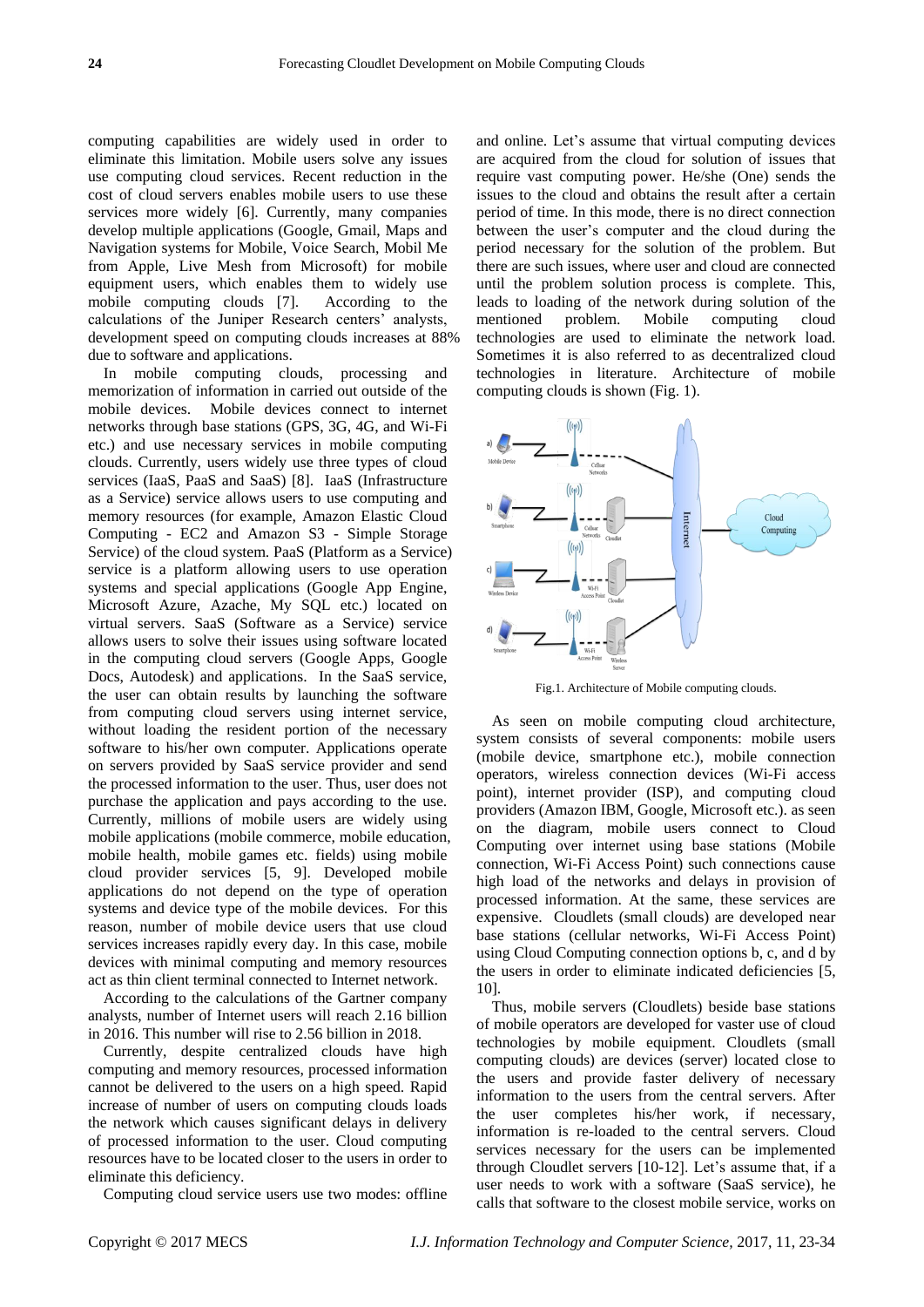computing capabilities are widely used in order to eliminate this limitation. Mobile users solve any issues use computing cloud services. Recent reduction in the cost of cloud servers enables mobile users to use these services more widely [6]. Currently, many companies develop multiple applications (Google, Gmail, Maps and Navigation systems for Mobile, Voice Search, Mobil Me from Apple, Live Mesh from Microsoft) for mobile equipment users, which enables them to widely use mobile computing clouds [7]. According to the calculations of the Juniper Research centers' analysts, development speed on computing clouds increases at 88% due to software and applications.

In mobile computing clouds, processing and memorization of information in carried out outside of the mobile devices. Mobile devices connect to internet networks through base stations (GPS, 3G, 4G, and Wi-Fi etc.) and use necessary services in mobile computing clouds. Currently, users widely use three types of cloud services (IaaS, PaaS and SaaS) [8]. IaaS (Infrastructure as a Service) service allows users to use computing and memory resources (for example, Amazon Elastic Cloud Computing - EC2 and Amazon S3 - Simple Storage Service) of the cloud system. PaaS (Platform as a Service) service is a platform allowing users to use operation systems and special applications (Google App Engine, Microsoft Azure, Azache, My SQL etc.) located on virtual servers. SaaS (Software as a Service) service allows users to solve their issues using software located in the computing cloud servers (Google Apps, Google Docs, Autodesk) and applications. In the SaaS service, the user can obtain results by launching the software from computing cloud servers using internet service, without loading the resident portion of the necessary software to his/her own computer. Applications operate on servers provided by SaaS service provider and send the processed information to the user. Thus, user does not purchase the application and pays according to the use. Currently, millions of mobile users are widely using mobile applications (mobile commerce, mobile education, mobile health, mobile games etc. fields) using mobile cloud provider services [5, 9]. Developed mobile applications do not depend on the type of operation systems and device type of the mobile devices. For this reason, number of mobile device users that use cloud services increases rapidly every day. In this case, mobile devices with minimal computing and memory resources act as thin client terminal connected to Internet network.

According to the calculations of the Gartner company analysts, number of Internet users will reach 2.16 billion in 2016. This number will rise to 2.56 billion in 2018.

Currently, despite centralized clouds have high computing and memory resources, processed information cannot be delivered to the users on a high speed. Rapid increase of number of users on computing clouds loads the network which causes significant delays in delivery of processed information to the user. Cloud computing resources have to be located closer to the users in order to eliminate this deficiency.

Computing cloud service users use two modes: offline and online. Let's assume that virtual computing devices are acquired from the cloud for solution of issues that require vast computing power. He/she (One) sends the issues to the cloud and obtains the result after a certain period of time. In this mode, there is no direct connection between the user's computer and the cloud during the period necessary for the solution of the problem. But there are such issues, where user and cloud are connected until the problem solution process is complete. This, leads to loading of the network during solution of the mentioned problem. Mobile computing cloud technologies are used to eliminate the network load. Sometimes it is also referred to as decentralized cloud technologies in literature. Architecture of mobile computing clouds is shown (Fig. 1).

Fig.1. Architecture of Mobile computing clouds.

As seen on mobile computing cloud architecture, system consists of several components: mobile users (mobile device, smartphone etc.), mobile connection operators, wireless connection devices (Wi-Fi access point), internet provider (ISP), and computing cloud providers (Amazon IBM, Google, Microsoft etc.). as seen on the diagram, mobile users connect to Cloud Computing over internet using base stations (Mobile connection, Wi-Fi Access Point) such connections cause high load of the networks and delays in provision of processed information. At the same, these services are expensive. Cloudlets (small clouds) are developed near base stations (cellular networks, Wi-Fi Access Point) using Cloud Computing connection options b, c, and d by the users in order to eliminate indicated deficiencies [5, 10].

Thus, mobile servers (Cloudlets) beside base stations of mobile operators are developed for vaster use of cloud technologies by mobile equipment. Cloudlets (small computing clouds) are devices (server) located close to the users and provide faster delivery of necessary information to the users from the central servers. After the user completes his/her work, if necessary, information is re-loaded to the central servers. Cloud services necessary for the users can be implemented through Cloudlet servers [10-12]. Let's assume that, if a user needs to work with a software (SaaS service), he calls that software to the closest mobile service, works on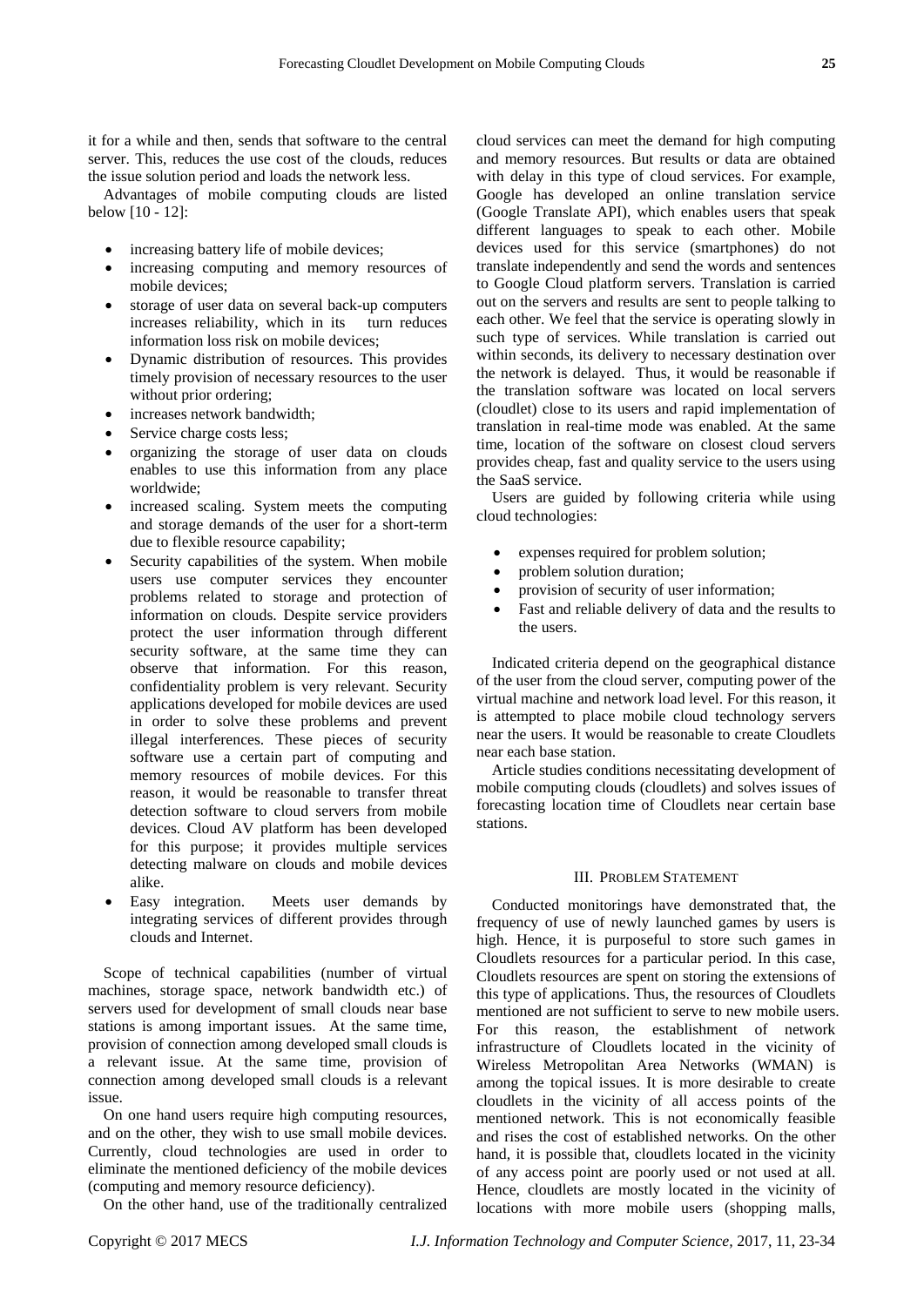it for a while and then, sends that software to the central server. This, reduces the use cost of the clouds, reduces the issue solution period and loads the network less.

Advantages of mobile computing clouds are listed below [10 - 12]:

- increasing battery life of mobile devices;
- increasing computing and memory resources of mobile devices;
- storage of user data on several back-up computers increases reliability, which in its turn reduces information loss risk on mobile devices;
- Dynamic distribution of resources. This provides timely provision of necessary resources to the user without prior ordering;
- increases network bandwidth;
- Service charge costs less;
- organizing the storage of user data on clouds enables to use this information from any place worldwide;
- increased scaling. System meets the computing and storage demands of the user for a short-term due to flexible resource capability;
- Security capabilities of the system. When mobile users use computer services they encounter problems related to storage and protection of information on clouds. Despite service providers protect the user information through different security software, at the same time they can observe that information. For this reason, confidentiality problem is very relevant. Security applications developed for mobile devices are used in order to solve these problems and prevent illegal interferences. These pieces of security software use a certain part of computing and memory resources of mobile devices. For this reason, it would be reasonable to transfer threat detection software to cloud servers from mobile devices. Cloud AV platform has been developed for this purpose; it provides multiple services detecting malware on clouds and mobile devices alike.
- Easy integration. Meets user demands by integrating services of different provides through clouds and Internet.

Scope of technical capabilities (number of virtual machines, storage space, network bandwidth etc.) of servers used for development of small clouds near base stations is among important issues. At the same time, provision of connection among developed small clouds is a relevant issue. At the same time, provision of connection among developed small clouds is a relevant issue.

On one hand users require high computing resources, and on the other, they wish to use small mobile devices. Currently, cloud technologies are used in order to eliminate the mentioned deficiency of the mobile devices (computing and memory resource deficiency).

On the other hand, use of the traditionally centralized cloud services can meet the demand for high computing and memory resources. But results or data are obtained with delay in this type of cloud services. For example, Google has developed an online translation service (Google Translate API), which enables users that speak different languages to speak to each other. Mobile devices used for this service (smartphones) do not translate independently and send the words and sentences to Google Cloud platform servers. Translation is carried out on the servers and results are sent to people talking to each other. We feel that the service is operating slowly in such type of services. While translation is carried out within seconds, its delivery to necessary destination over the network is delayed. Thus, it would be reasonable if the translation software was located on local servers (cloudlet) close to its users and rapid implementation of translation in real-time mode was enabled. At the same time, location of the software on closest cloud servers provides cheap, fast and quality service to the users using the SaaS service.

Users are guided by following criteria while using cloud technologies:

- expenses required for problem solution;
- problem solution duration;
- provision of security of user information;
- Fast and reliable delivery of data and the results to the users.

Indicated criteria depend on the geographical distance of the user from the cloud server, computing power of the virtual machine and network load level. For this reason, it is attempted to place mobile cloud technology servers near the users. It would be reasonable to create Cloudlets near each base station.

Article studies conditions necessitating development of mobile computing clouds (cloudlets) and solves issues of forecasting location time of Cloudlets near certain base stations.

## III. Problem Statement

Conducted monitorings have demonstrated that, the frequency of use of newly launched games by users is high. Hence, it is purposeful to store such games in Cloudlets resources for a particular period. In this case, Cloudlets resources are spent on storing the extensions of this type of applications. Thus, the resources of Cloudlets mentioned are not sufficient to serve to new mobile users. For this reason, the establishment of network infrastructure of Cloudlets located in the vicinity of Wireless Metropolitan Area Networks (WMAN) is among the topical issues. It is more desirable to create cloudlets in the vicinity of all access points of the mentioned network. This is not economically feasible and rises the cost of established networks. On the other hand, it is possible that, cloudlets located in the vicinity of any access point are poorly used or not used at all. Hence, cloudlets are mostly located in the vicinity of locations with more mobile users (shopping malls,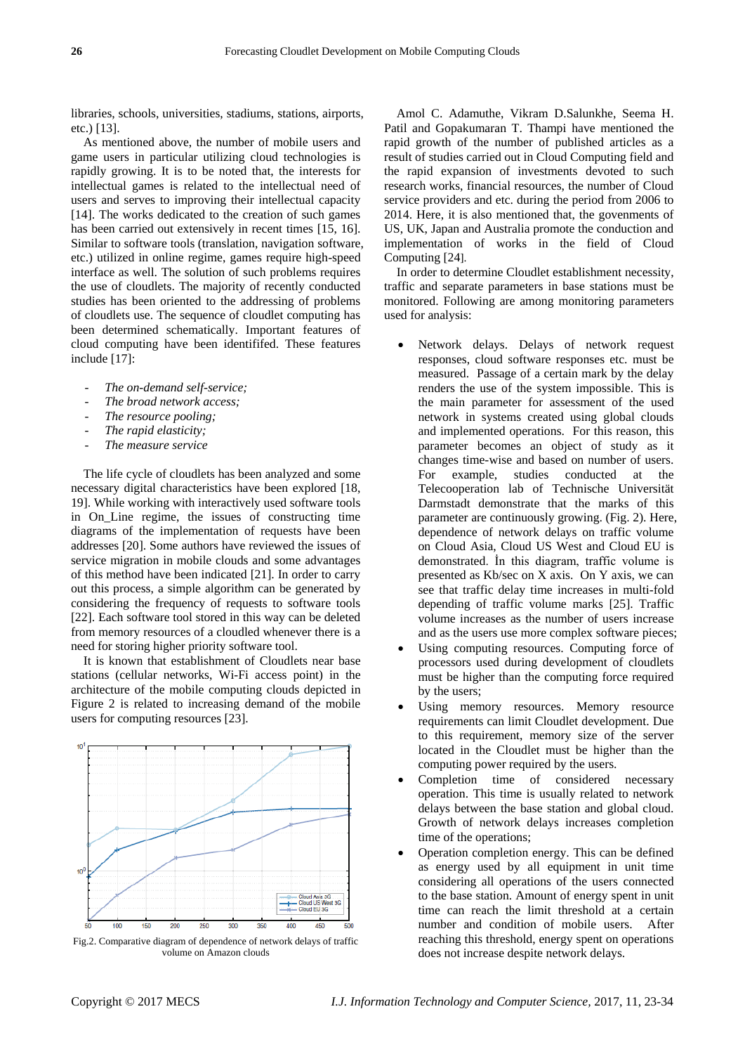libraries, schools, universities, stadiums, stations, airports, etc.) [13].

As mentioned above, the number of mobile users and game users in particular utilizing cloud technologies is rapidly growing. It is to be noted that, the interests for intellectual games is related to the intellectual need of users and serves to improving their intellectual capacity [14]. The works dedicated to the creation of such games has been carried out extensively in recent times [15, 16]. Similar to software tools (translation, navigation software, etc.) utilized in online regime, games require high-speed interface as well. The solution of such problems requires the use of cloudlets. The majority of recently conducted studies has been oriented to the addressing of problems of cloudlets use. The sequence of cloudlet computing has been determined schematically. Important features of cloud computing have been identififed. These features include [17]:

- *The on-demand self-service;*
- *The broad network access;*
- *The resource pooling;*
- *The rapid elasticity;*
- *The measure service*

The life cycle of cloudlets has been analyzed and some necessary digital characteristics have been explored [18, 19]. While working with interactively used software tools in On_Line regime, the issues of constructing time diagrams of the implementation of requests have been addresses [20]. Some authors have reviewed the issues of service migration in mobile clouds and some advantages of this method have been indicated [21]. In order to carry out this process, a simple algorithm can be generated by considering the frequency of requests to software tools [22]. Each software tool stored in this way can be deleted from memory resources of a cloudled whenever there is a need for storing higher priority software tool.

It is known that establishment of Cloudlets near base stations (cellular networks, Wi-Fi access point) in the architecture of the mobile computing clouds depicted in Figure 2 is related to increasing demand of the mobile users for computing resources [23].

Fig.2. Comparative diagram of dependence of network delays of traffic volume on Amazon clouds

Amol C. Adamuthe, Vikram D.Salunkhe, Seema H. Patil and Gopakumaran T. Thampi have mentioned the rapid growth of the number of published articles as a result of studies carried out in Cloud Computing field and the rapid expansion of investments devoted to such research works, financial resources, the number of Cloud service providers and etc. during the period from 2006 to 2014. Here, it is also mentioned that, the govenments of US, UK, Japan and Australia promote the conduction and implementation of works in the field of Cloud Computing [24].

In order to determine Cloudlet establishment necessity, traffic and separate parameters in base stations must be monitored. Following are among monitoring parameters used for analysis:

- Network delays. Delays of network request responses, cloud software responses etc. must be measured. Passage of a certain mark by the delay renders the use of the system impossible. This is the main parameter for assessment of the used network in systems created using global clouds and implemented operations. For this reason, this parameter becomes an object of study as it changes time-wise and based on number of users. For example, studies conducted at the Telecooperation lab of Technische Universität Darmstadt demonstrate that the marks of this parameter are continuously growing. (Fig. 2). Here, dependence of network delays on traffic volume on Cloud Asia, Cloud US West and Cloud EU is demonstrated. İn this diagram, traffic volume is presented as Kb/sec on X axis. On Y axis, we can see that traffic delay time increases in multi-fold depending of traffic volume marks [25]. Traffic volume increases as the number of users increase and as the users use more complex software pieces;
- Using computing resources. Computing force of processors used during development of cloudlets must be higher than the computing force required by the users;
- Using memory resources. Memory resource requirements can limit Cloudlet development. Due to this requirement, memory size of the server located in the Cloudlet must be higher than the computing power required by the users.
- Completion time of considered necessary operation. This time is usually related to network delays between the base station and global cloud. Growth of network delays increases completion time of the operations;
- Operation completion energy. This can be defined as energy used by all equipment in unit time considering all operations of the users connected to the base station. Amount of energy spent in unit time can reach the limit threshold at a certain number and condition of mobile users. After reaching this threshold, energy spent on operations does not increase despite network delays.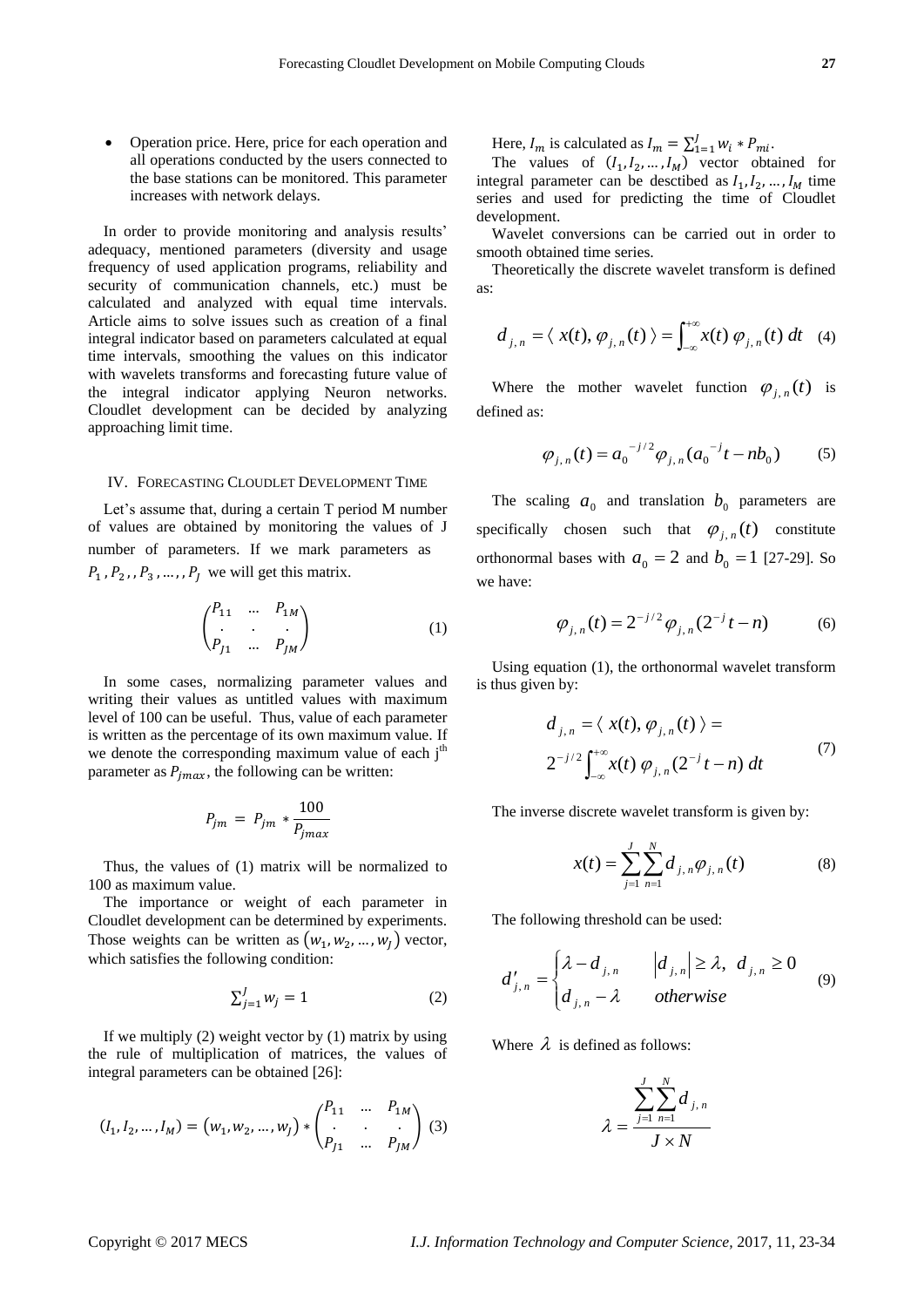- Operation price. Here, price for each operation and all operations conducted by the users connected to the base stations can be monitored. This parameter increases with network delays.

In order to provide monitoring and analysis results' adequacy, mentioned parameters (diversity and usage frequency of used application programs, reliability and security of communication channels, etc.) must be calculated and analyzed with equal time intervals. Article aims to solve issues such as creation of a final integral indicator based on parameters calculated at equal time intervals, smoothing the values on this indicator with wavelets transforms and forecasting future value of the integral indicator applying Neuron networks. Cloudlet development can be decided by analyzing approaching limit time.

## IV. Forecasting Cloudlet Development Time

Let's assume that, during a certain T period M number of values are obtained by monitoring the values of J number of parameters. If we mark parameters as $P_1, P_2, , P_3, \ldots, , P_J$ we will get this matrix.

$$\begin{pmatrix} P_{11} & \ldots & P_{1M} \\ . & . & . \\ P_{J1} & \ldots & P_{JM} \end{pmatrix} \quad (1)$$

In some cases, normalizing parameter values and writing their values as untitled values with maximum level of 100 can be useful. Thus, value of each parameter is written as the percentage of its own maximum value. If we denote the corresponding maximum value of each j[th] parameter as $P_{jmax}$, the following can be written:

$$P_{jm} = P_{jm} * \frac{100}{P_{jmax}}$$

Thus, the values of (1) matrix will be normalized to 100 as maximum value.

The importance or weight of each parameter in Cloudlet development can be determined by experiments. Those weights can be written as $(w_1, w_2, \ldots, w_J)$ vector, which satisfies the following condition:

$$\sum_{j=1}^{J} w_j = 1 \quad (2)$$

If we multiply (2) weight vector by (1) matrix by using the rule of multiplication of matrices, the values of integral parameters can be obtained [26]:

$$(I_1, I_2, \ldots, I_M) = (w_1, w_2, \ldots, w_J) * \begin{pmatrix} P_{11} & \ldots & P_{1M} \\ . & . & . \\ P_{J1} & \ldots & P_{JM} \end{pmatrix} \quad (3)$$

Here, $I_m$ is calculated as $I_m = \sum_{1=1}^{J} w_i * P_{mi}$.

The values of $(I_1, I_2, \ldots, I_M)$ vector obtained for integral parameter can be desctibed as $I_1, I_2, \ldots, I_M$ time series and used for predicting the time of Cloudlet development.

Wavelet conversions can be carried out in order to smooth obtained time series.

Theoretically the discrete wavelet transform is defined as:

$$d_{j,n} = \langle x(t), \varphi_{j,n}(t) \rangle = \int_{-\infty}^{+\infty} x(t)\, \varphi_{j,n}(t)\, dt \quad (4)$$

Where the mother wavelet function $\varphi_{j,n}(t)$ is defined as:

$$\varphi_{j,n}(t) = a_0^{-j/2} \varphi_{j,n}(a_0^{-j} t - n b_0) \quad (5)$$

The scaling $a_0$ and translation $b_0$ parameters are specifically chosen such that $\varphi_{j,n}(t)$ constitute orthonormal bases with $a_0 = 2$ and $b_0 = 1$ [27-29]. So we have:

$$\varphi_{j,n}(t) = 2^{-j/2} \varphi_{j,n}(2^{-j} t - n) \quad (6)$$

Using equation (1), the orthonormal wavelet transform is thus given by:

$$d_{j,n} = \langle x(t), \varphi_{j,n}(t) \rangle = 2^{-j/2} \int_{-\infty}^{+\infty} x(t)\, \varphi_{j,n}(2^{-j} t - n)\, dt \quad (7)$$

The inverse discrete wavelet transform is given by:

$$x(t) = \sum_{j=1}^{J} \sum_{n=1}^{N} d_{j,n} \varphi_{j,n}(t) \quad (8)$$

The following threshold can be used:

$$d'_{j,n} = \begin{cases} \lambda - d_{j,n} & \left| d_{j,n} \right| \geq \lambda,\ d_{j,n} \geq 0 \\ d_{j,n} - \lambda & otherwise \end{cases} \quad (9)$$

Where $\lambda$ is defined as follows:

$$\lambda = \frac{\sum_{j=1}^{J} \sum_{n=1}^{N} d_{j,n}}{J \times N}$$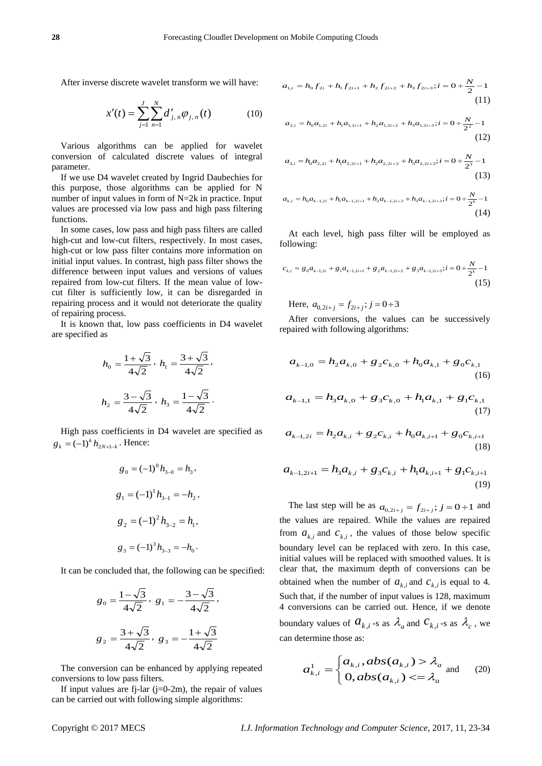After inverse discrete wavelet transform we will have:

$$x'(t) = \sum_{j=1}^{J} \sum_{n=1}^{N} d'_{j,n} \varphi_{j,n}(t) \tag{10}$$

Various algorithms can be applied for wavelet conversion of calculated discrete values of integral parameter.

If we use D4 wavelet created by Ingrid Daubechies for this purpose, those algorithms can be applied for N number of input values in form of N=2k in practice. Input values are processed via low pass and high pass filtering functions.

In some cases, low pass and high pass filters are called high-cut and low-cut filters, respectively. In most cases, high-cut or low pass filter contains more information on initial input values. In contrast, high pass filter shows the difference between input values and versions of values repaired from low-cut filters. If the mean value of low-cut filter is sufficiently low, it can be disregarded in repairing process and it would not deteriorate the quality of repairing process.

It is known that, low pass coefficients in D4 wavelet are specified as

$$h_0 = \frac{1+\sqrt{3}}{4\sqrt{2}},\ h_1 = \frac{3+\sqrt{3}}{4\sqrt{2}},$$

$$h_2 = \frac{3-\sqrt{3}}{4\sqrt{2}},\ h_3 = \frac{1-\sqrt{3}}{4\sqrt{2}}.$$

High pass coefficients in D4 wavelet are specified as $g_k = (-1)^k h_{2N+1-k}$. Hence:

$$g_0 = (-1)^0 h_{3-0} = h_3,$$

$$g_1 = (-1)^1 h_{3-1} = -h_2,$$

$$g_2 = (-1)^2 h_{3-2} = h_1,$$

$$g_3 = (-1)^3 h_{3-3} = -h_0.$$

It can be concluded that, the following can be specified:

$$g_0 = \frac{1-\sqrt{3}}{4\sqrt{2}},\ g_1 = -\frac{3-\sqrt{3}}{4\sqrt{2}},$$

$$g_2 = \frac{3+\sqrt{3}}{4\sqrt{2}},\ g_3 = -\frac{1+\sqrt{3}}{4\sqrt{2}}$$

The conversion can be enhanced by applying repeated conversions to low pass filters.

If input values are fj-lar (j=0-2m), the repair of values can be carried out with following simple algorithms:

$$a_{1,i} = h_0 f_{2i} + h_1 f_{2i+1} + h_2 f_{2i+2} + h_3 f_{2i+3};\ i = 0 \div \frac{N}{2} - 1 \tag{11}$$

$$a_{2,i} = h_0 a_{1,2i} + h_1 a_{1,2i+1} + h_2 a_{1,2i+2} + h_3 a_{1,2i+3};\ i = 0 \div \frac{N}{2^2} - 1 \tag{12}$$

$$a_{3,i} = h_0 a_{2,2i} + h_1 a_{2,2i+1} + h_2 a_{2,2i+2} + h_3 a_{2,2i+3};\ i = 0 \div \frac{N}{2^3} - 1 \tag{13}$$

$$a_{k,i} = h_0 a_{k-1,2i} + h_1 a_{k-1,2i+1} + h_2 a_{k-1,2i+2} + h_3 a_{k-1,2i+3};\ i = 0 \div \frac{N}{2^k} - 1 \tag{14}$$

At each level, high pass filter will be employed as following:

$$c_{k,i} = g_0 a_{k-1,2i} + g_1 a_{k-1,2i+1} + g_2 a_{k-1,2i+2} + g_3 a_{k-1,2i+3};\ i = 0 \div \frac{N}{2^k} - 1 \tag{15}$$

Here, $a_{0,2i+j} = f_{2i+j};\ j = 0 \div 3$

After conversions, the values can be successively repaired with following algorithms:

$$a_{k-1,0} = h_2 a_{k,0} + g_2 c_{k,0} + h_0 a_{k,1} + g_0 c_{k,1} \tag{16}$$

$$a_{k-1,1} = h_3 a_{k,0} + g_3 c_{k,0} + h_1 a_{k,1} + g_1 c_{k,1} \tag{17}$$

$$a_{k-1,2i} = h_2 a_{k,i} + g_2 c_{k,i} + h_0 a_{k,i+1} + g_0 c_{k,i+1} \tag{18}$$

$$a_{k-1,2i+1} = h_3 a_{k,i} + g_3 c_{k,i} + h_1 a_{k,i+1} + g_1 c_{k,i+1} \tag{19}$$

The last step will be as $a_{0,2i+j} = f_{2i+j};\ j = 0 \div 1$ and the values are repaired. While the values are repaired from $a_{k,i}$ and $c_{k,i}$, the values of those below specific boundary level can be replaced with zero. In this case, initial values will be replaced with smoothed values. It is clear that, the maximum depth of conversions can be obtained when the number of $a_{k,i}$ and $c_{k,i}$ is equal to 4. Such that, if the number of input values is 128, maximum 4 conversions can be carried out. Hence, if we denote boundary values of $a_{k,i}$-s as $\lambda_a$ and $c_{k,i}$-s as $\lambda_c$, we can determine those as:

$$a_{k,i}^1 = \begin{cases} a_{k,i}, abs(a_{k,i}) > \lambda_a \\ 0, abs(a_{k,i}) <= \lambda_a \end{cases} \text{ and} \tag{20}$$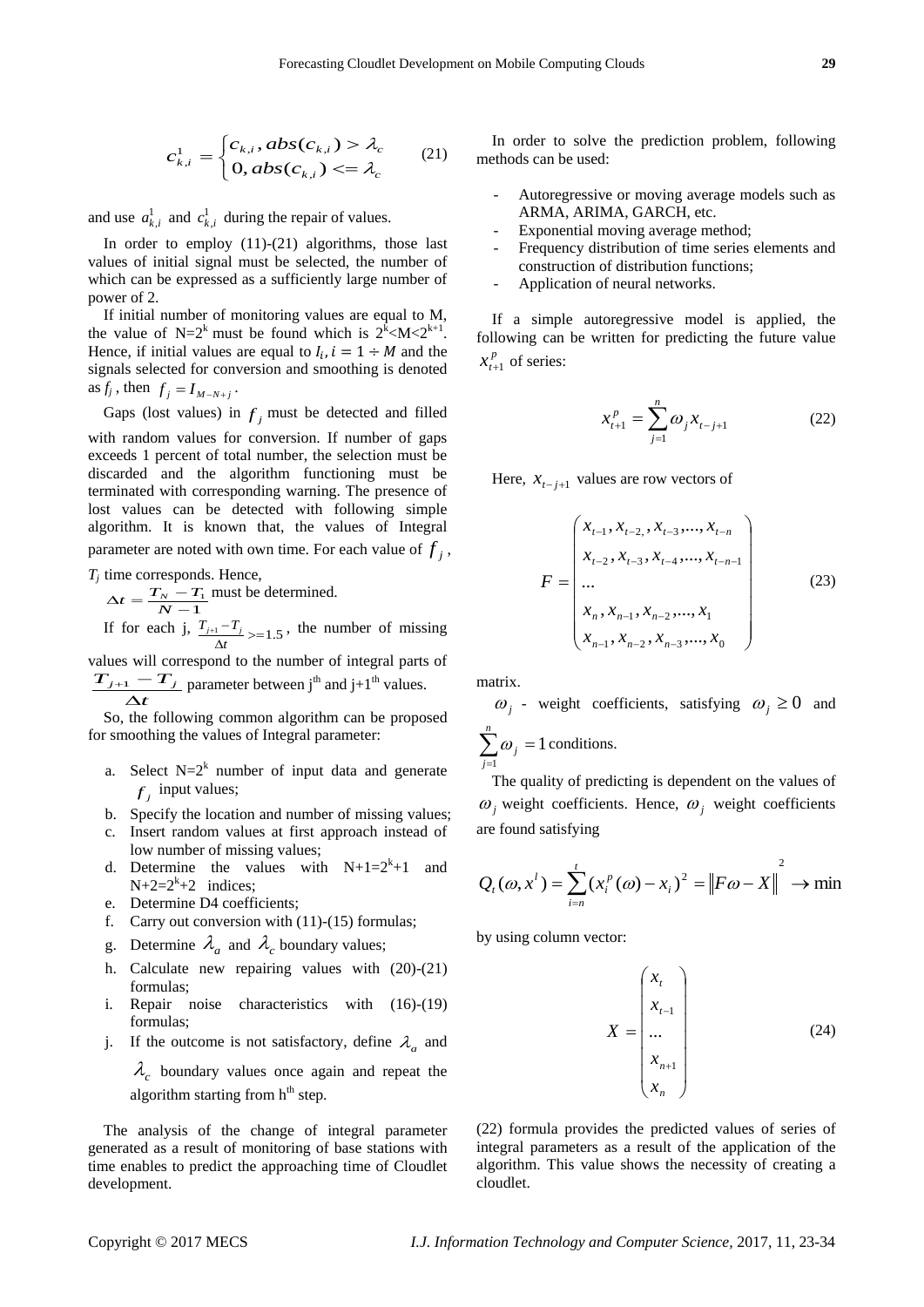$$c_{k,i}^{1} = \begin{cases} c_{k,i}, abs(c_{k,i}) > \lambda_c \\ 0, abs(c_{k,i}) <= \lambda_c \end{cases} \quad (21)$$

and use $a_{k,i}^{1}$ and $c_{k,i}^{1}$ during the repair of values.

In order to employ (11)-(21) algorithms, those last values of initial signal must be selected, the number of which can be expressed as a sufficiently large number of power of 2.

If initial number of monitoring values are equal to M, the value of $N=2^k$ must be found which is $2^k<M<2^{k+1}$. Hence, if initial values are equal to $I_i, i = 1 \div M$ and the signals selected for conversion and smoothing is denoted as $f_j$, then $f_j = I_{M-N+j}$.

Gaps (lost values) in $f_j$ must be detected and filled with random values for conversion. If number of gaps exceeds 1 percent of total number, the selection must be discarded and the algorithm functioning must be terminated with corresponding warning. The presence of lost values can be detected with following simple algorithm. It is known that, the values of Integral parameter are noted with own time. For each value of $f_j$, $T_j$ time corresponds. Hence,

$\Delta t = \frac{T_N - T_1}{N-1}$ must be determined.

If for each j, $\frac{T_{j+1}-T_j}{\Delta t} >= 1.5$, the number of missing values will correspond to the number of integral parts of $\frac{T_{j+1} - T_j}{\Delta t}$ parameter between j[th] and j+1[th] values.

So, the following common algorithm can be proposed for smoothing the values of Integral parameter:

a. Select $N=2^k$ number of input data and generate $f_j$ input values;
b. Specify the location and number of missing values;
c. Insert random values at first approach instead of low number of missing values;
d. Determine the values with $N+1=2^k+1$ and $N+2=2^k+2$ indices;
e. Determine D4 coefficients;
f. Carry out conversion with (11)-(15) formulas;
g. Determine $\lambda_a$ and $\lambda_c$ boundary values;
h. Calculate new repairing values with (20)-(21) formulas;
i. Repair noise characteristics with (16)-(19) formulas;
j. If the outcome is not satisfactory, define $\lambda_a$ and $\lambda_c$ boundary values once again and repeat the algorithm starting from h[th] step.

The analysis of the change of integral parameter generated as a result of monitoring of base stations with time enables to predict the approaching time of Cloudlet development.

In order to solve the prediction problem, following methods can be used:

- Autoregressive or moving average models such as ARMA, ARIMA, GARCH, etc.
- Exponential moving average method;
- Frequency distribution of time series elements and construction of distribution functions;
- Application of neural networks.

If a simple autoregressive model is applied, the following can be written for predicting the future value $x_{t+1}^{p}$ of series:

$$x_{t+1}^{p} = \sum_{j=1}^{n} \omega_j x_{t-j+1} \quad (22)$$

Here, $x_{t-j+1}$ values are row vectors of

$$F = \begin{pmatrix} x_{t-1}, x_{t-2}, x_{t-3}, ..., x_{t-n} \\ x_{t-2}, x_{t-3}, x_{t-4}, ..., x_{t-n-1} \\ ... \\ x_n, x_{n-1}, x_{n-2}, ..., x_1 \\ x_{n-1}, x_{n-2}, x_{n-3}, ..., x_0 \end{pmatrix} \quad (23)$$

matrix.

$\omega_j$ - weight coefficients, satisfying $\omega_j \geq 0$ and $\sum_{j=1}^{n} \omega_j = 1$ conditions.

The quality of predicting is dependent on the values of $\omega_j$ weight coefficients. Hence, $\omega_j$ weight coefficients are found satisfying

$$Q_t(\omega, x^l) = \sum_{i=n}^{t} (x_i^p(\omega) - x_i)^2 = \|F\omega - X\|^2 \to \min$$

by using column vector:

$$X = \begin{pmatrix} x_t \\ x_{t-1} \\ ... \\ x_{n+1} \\ x_n \end{pmatrix} \quad (24)$$

(22) formula provides the predicted values of series of integral parameters as a result of the application of the algorithm. This value shows the necessity of creating a cloudlet.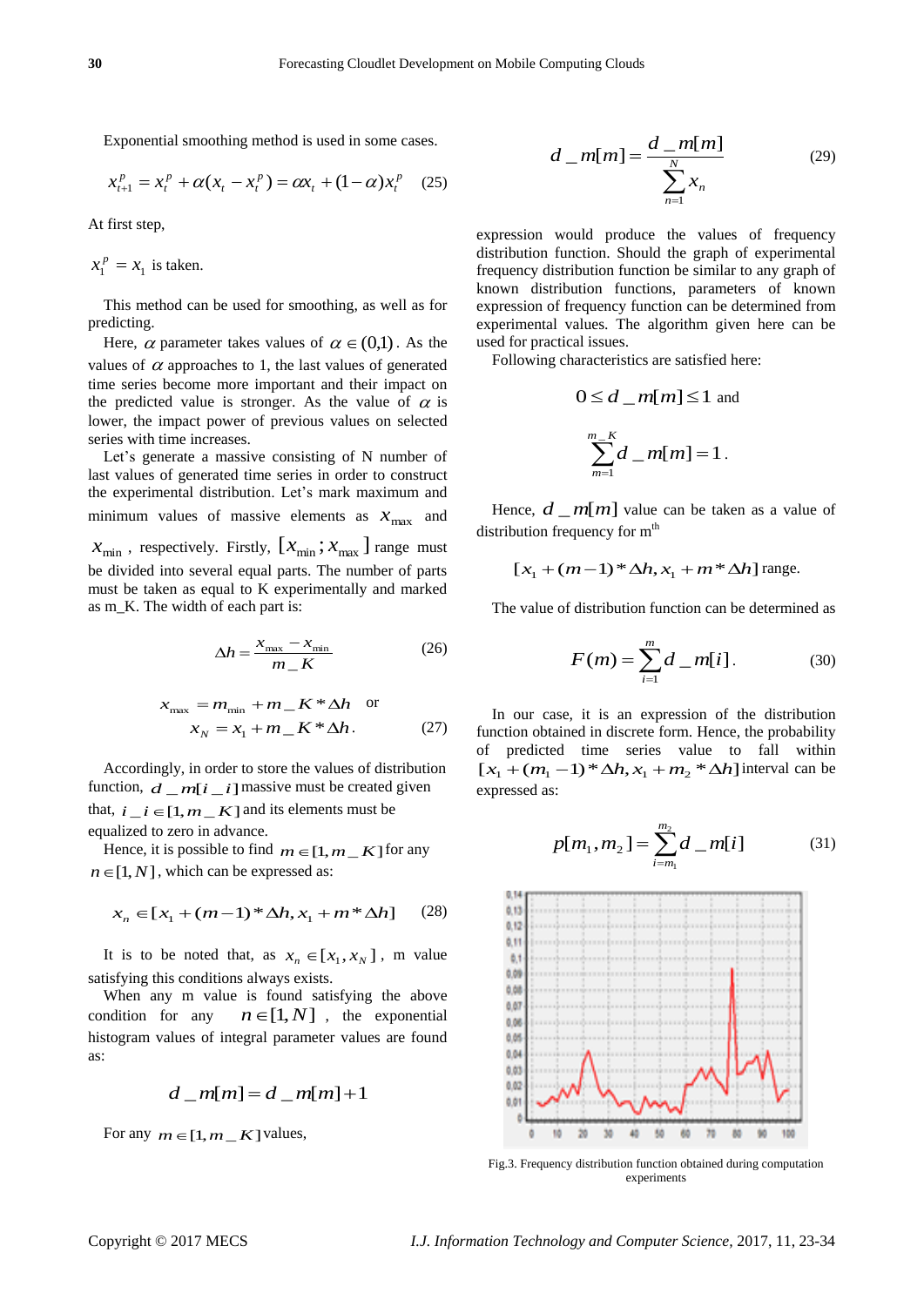Exponential smoothing method is used in some cases.

$$x_{t+1}^p = x_t^p + \alpha(x_t - x_t^p) = \alpha x_t + (1-\alpha)x_t^p \quad (25)$$

At first step,

$x_1^p = x_1$ is taken.

This method can be used for smoothing, as well as for predicting.

Here, $\alpha$ parameter takes values of $\alpha \in (0,1)$. As the values of $\alpha$ approaches to 1, the last values of generated time series become more important and their impact on the predicted value is stronger. As the value of $\alpha$ is lower, the impact power of previous values on selected series with time increases.

Let's generate a massive consisting of N number of last values of generated time series in order to construct the experimental distribution. Let's mark maximum and minimum values of massive elements as $x_{\max}$ and $x_{\min}$, respectively. Firstly, $[x_{\min}; x_{\max}]$ range must be divided into several equal parts. The number of parts must be taken as equal to K experimentally and marked as m_K. The width of each part is:

$$\Delta h = \frac{x_{\max} - x_{\min}}{m\_K} \quad (26)$$

$$x_{\max} = m_{\min} + m\_K * \Delta h \quad \text{or}$$
$$x_N = x_1 + m\_K * \Delta h. \quad (27)$$

Accordingly, in order to store the values of distribution function, $d\_m[i\_i]$ massive must be created given that, $i\_i \in [1, m\_K]$ and its elements must be equalized to zero in advance.

Hence, it is possible to find $m \in [1, m\_K]$ for any $n \in [1, N]$, which can be expressed as:

$$x_n \in [x_1 + (m-1) * \Delta h, x_1 + m * \Delta h] \quad (28)$$

It is to be noted that, as $x_n \in [x_1, x_N]$, m value satisfying this conditions always exists.

When any m value is found satisfying the above condition for any $n \in [1, N]$, the exponential histogram values of integral parameter values are found as:

$$d\_m[m] = d\_m[m] + 1$$

For any $m \in [1, m\_K]$ values,

$$d\_m[m] = \frac{d\_m[m]}{\sum_{n=1}^{N} x_n} \quad (29)$$

expression would produce the values of frequency distribution function. Should the graph of experimental frequency distribution function be similar to any graph of known distribution functions, parameters of known expression of frequency function can be determined from experimental values. The algorithm given here can be used for practical issues.

Following characteristics are satisfied here:

$$0 \le d\_m[m] \le 1 \text{ and}$$

$$\sum_{m=1}^{m\_K} d\_m[m] = 1.$$

Hence, $d\_m[m]$ value can be taken as a value of distribution frequency for m[th]

$$[x_1 + (m-1) * \Delta h, x_1 + m * \Delta h] \text{ range.}$$

The value of distribution function can be determined as

$$F(m) = \sum_{i=1}^{m} d\_m[i]. \quad (30)$$

In our case, it is an expression of the distribution function obtained in discrete form. Hence, the probability of predicted time series value to fall within $[x_1 + (m_1 - 1) * \Delta h, x_1 + m_2 * \Delta h]$ interval can be expressed as:

$$p[m_1, m_2] = \sum_{i=m_1}^{m_2} d\_m[i] \quad (31)$$

Fig.3. Frequency distribution function obtained during computation experiments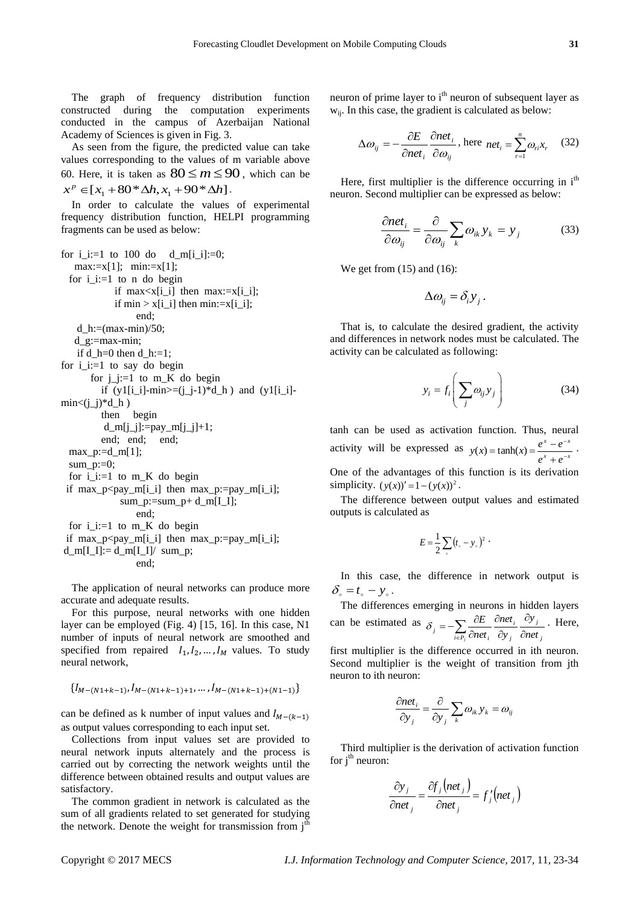The graph of frequency distribution function constructed during the computation experiments conducted in the campus of Azerbaijan National Academy of Sciences is given in Fig. 3.

As seen from the figure, the predicted value can take values corresponding to the values of m variable above 60. Here, it is taken as $80 \le m \le 90$, which can be $x^p \in [x_1 + 80 * \Delta h, x_1 + 90 * \Delta h]$.

In order to calculate the values of experimental frequency distribution function, HELPI programming fragments can be used as below:

```
for i_i:=1 to 100 do   d_m[i_i]:=0;
   max:=x[1];  min:=x[1];
  for i_i:=1 to n do begin
              if max<x[i_i] then max:=x[i_i];
              if min > x[i_i] then min:=x[i_i];
                    end;
    d_h:=(max-min)/50;
    d_g:=max-min;
    if d_h=0 then d_h:=1;
for i_i:=1 to say do begin
        for j_j:=1 to m_K do begin
          if (y1[i_i]-min>=(j_j-1)*d_h ) and (y1[i_i]-min<(j_j)*d_h )
           then   begin
            d_m[j_j]:=pay_m[j_j]+1;
           end;  end;   end;
  max_p:=d_m[1];
  sum_p:=0;
  for i_i:=1 to m_K do begin
 if max_p<pay_m[i_i] then max_p:=pay_m[i_i];
              sum_p:=sum_p+ d_m[I_I];
                    end;
  for i_i:=1 to m_K do begin
 if max_p<pay_m[i_i] then max_p:=pay_m[i_i];
 d_m[I_I]:= d_m[I_I]/ sum_p;
                    end;
```

The application of neural networks can produce more accurate and adequate results.

For this purpose, neural networks with one hidden layer can be employed (Fig. 4) [15, 16]. In this case, N1 number of inputs of neural network are smoothed and specified from repaired $I_1, I_2, \ldots, I_M$ values. To study neural network,

$$\{I_{M-(N1+k-1)}, I_{M-(N1+k-1)+1}, \ldots, I_{M-(N1+k-1)+(N1-1)}\}$$

can be defined as k number of input values and $I_{M-(k-1)}$ as output values corresponding to each input set.

Collections from input values set are provided to neural network inputs alternately and the process is carried out by correcting the network weights until the difference between obtained results and output values are satisfactory.

The common gradient in network is calculated as the sum of all gradients related to set generated for studying the network. Denote the weight for transmission from j[th] neuron of prime layer to i[th] neuron of subsequent layer as $w_{ij}$. In this case, the gradient is calculated as below:

$$\Delta\omega_{ij} = -\frac{\partial E}{\partial net_i}\frac{\partial net_i}{\partial \omega_{ij}}, \text{ here } net_i = \sum_{r=1}^{n} \omega_{ri} x_r \quad (32)$$

Here, first multiplier is the difference occurring in i[th] neuron. Second multiplier can be expressed as below:

$$\frac{\partial net_i}{\partial \omega_{ij}} = \frac{\partial}{\partial \omega_{ij}} \sum_k \omega_{ik} y_k = y_j \quad (33)$$

We get from (15) and (16):

$$\Delta\omega_{ij} = \delta_i y_j .$$

That is, to calculate the desired gradient, the activity and differences in network nodes must be calculated. The activity can be calculated as following:

$$y_i = f_i\left(\sum_j \omega_{ij} y_j\right) \quad (34)$$

tanh can be used as activation function. Thus, neural activity will be expressed as $y(x) = \tanh(x) = \frac{e^x - e^{-x}}{e^x + e^{-x}}$. One of the advantages of this function is its derivation simplicity. $(y(x))' = 1 - (y(x))^2$.

The difference between output values and estimated outputs is calculated as

$$E = \frac{1}{2}\sum_{\circ}(t_{\circ} - y_{\circ})^2 .$$

In this case, the difference in network output is $\delta_{\circ} = t_{\circ} - y_{\circ}$.

The differences emerging in neurons in hidden layers can be estimated as $\delta_j = -\sum_{i \in P_j} \frac{\partial E}{\partial net_i}\frac{\partial net_i}{\partial y_j}\frac{\partial y_j}{\partial net_j}$. Here, first multiplier is the difference occurred in ith neuron. Second multiplier is the weight of transition from jth neuron to ith neuron:

$$\frac{\partial net_i}{\partial y_j} = \frac{\partial}{\partial y_j}\sum_k \omega_{ik} y_k = \omega_{ij}$$

Third multiplier is the derivation of activation function for j[th] neuron:

$$\frac{\partial y_j}{\partial net_j} = \frac{\partial f_j(net_j)}{\partial net_j} = f_j'(net_j)$$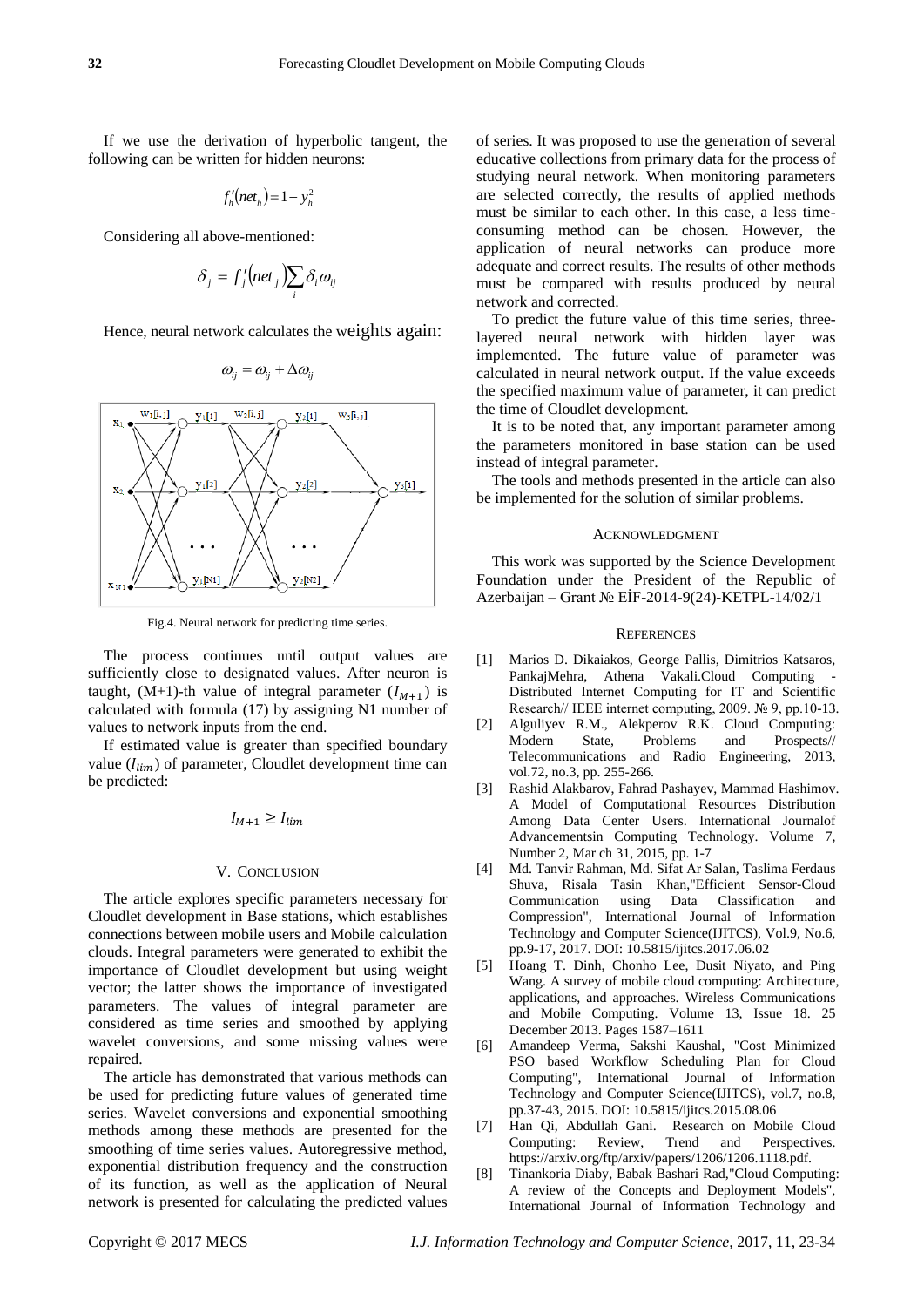If we use the derivation of hyperbolic tangent, the following can be written for hidden neurons:

$$f_h'(net_h) = 1 - y_h^2$$

Considering all above-mentioned:

$$\delta_j = f_j'(net_j)\sum_i \delta_i \omega_{ij}$$

Hence, neural network calculates the weights again:

$$\omega_{ij} = \omega_{ij} + \Delta\omega_{ij}$$

Fig.4. Neural network for predicting time series.

The process continues until output values are sufficiently close to designated values. After neuron is taught, (M+1)-th value of integral parameter ($I_{M+1}$) is calculated with formula (17) by assigning N1 number of values to network inputs from the end.

If estimated value is greater than specified boundary value ($I_{lim}$) of parameter, Cloudlet development time can be predicted:

$$I_{M+1} \geq I_{lim}$$

## V. Conclusion

The article explores specific parameters necessary for Cloudlet development in Base stations, which establishes connections between mobile users and Mobile calculation clouds. Integral parameters were generated to exhibit the importance of Cloudlet development but using weight vector; the latter shows the importance of investigated parameters. The values of integral parameter are considered as time series and smoothed by applying wavelet conversions, and some missing values were repaired.

The article has demonstrated that various methods can be used for predicting future values of generated time series. Wavelet conversions and exponential smoothing methods among these methods are presented for the smoothing of time series values. Autoregressive method, exponential distribution frequency and the construction of its function, as well as the application of Neural network is presented for calculating the predicted values of series. It was proposed to use the generation of several educative collections from primary data for the process of studying neural network. When monitoring parameters are selected correctly, the results of applied methods must be similar to each other. In this case, a less time-consuming method can be chosen. However, the application of neural networks can produce more adequate and correct results. The results of other methods must be compared with results produced by neural network and corrected.

To predict the future value of this time series, three-layered neural network with hidden layer was implemented. The future value of parameter was calculated in neural network output. If the value exceeds the specified maximum value of parameter, it can predict the time of Cloudlet development.

It is to be noted that, any important parameter among the parameters monitored in base station can be used instead of integral parameter.

The tools and methods presented in the article can also be implemented for the solution of similar problems.

## Acknowledgment

This work was supported by the Science Development Foundation under the President of the Republic of Azerbaijan – Grant № EİF-2014-9(24)-KETPL-14/02/1

## References

[1] Marios D. Dikaiakos, George Pallis, Dimitrios Katsaros, PankajMehra, Athena Vakali.Cloud Computing - Distributed Internet Computing for IT and Scientific Research// IEEE internet computing, 2009. № 9, pp.10-13.

[2] Alguliyev R.M., Alekperov R.K. Cloud Computing: Modern State, Problems and Prospects// Telecommunications and Radio Engineering, 2013, vol.72, no.3, pp. 255-266.

[3] Rashid Alakbarov, Fahrad Pashayev, Mammad Hashimov. A Model of Computational Resources Distribution Among Data Center Users. International Journalof Advancementsin Computing Technology. Volume 7, Number 2, Mar ch 31, 2015, pp. 1-7

[4] Md. Tanvir Rahman, Md. Sifat Ar Salan, Taslima Ferdaus Shuva, Risala Tasin Khan,"Efficient Sensor-Cloud Communication using Data Classification and Compression", International Journal of Information Technology and Computer Science(IJITCS), Vol.9, No.6, pp.9-17, 2017. DOI: 10.5815/ijitcs.2017.06.02

[5] Hoang T. Dinh, Chonho Lee, Dusit Niyato, and Ping Wang. A survey of mobile cloud computing: Architecture, applications, and approaches. Wireless Communications and Mobile Computing. Volume 13, Issue 18. 25 December 2013. Pages 1587–1611

[6] Amandeep Verma, Sakshi Kaushal, "Cost Minimized PSO based Workflow Scheduling Plan for Cloud Computing", International Journal of Information Technology and Computer Science(IJITCS), vol.7, no.8, pp.37-43, 2015. DOI: 10.5815/ijitcs.2015.08.06

[7] Han Qi, Abdullah Gani. Research on Mobile Cloud Computing: Review, Trend and Perspectives. https://arxiv.org/ftp/arxiv/papers/1206/1206.1118.pdf.

[8] Tinankoria Diaby, Babak Bashari Rad,"Cloud Computing: A review of the Concepts and Deployment Models", International Journal of Information Technology and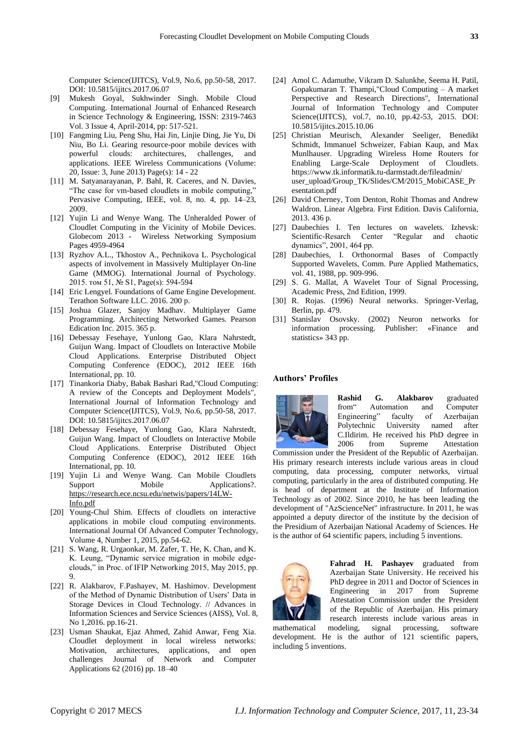Computer Science(IJITCS), Vol.9, No.6, pp.50-58, 2017. DOI: 10.5815/ijitcs.2017.06.07

[9] Mukesh Goyal, Sukhwinder Singh. Mobile Cloud Computing. International Journal of Enhanced Research in Science Technology & Engineering, ISSN: 2319-7463 Vol. 3 Issue 4, April-2014, pp: 517-521.

[10] Fangming Liu, Peng Shu, Hai Jin, Linjie Ding, Jie Yu, Di Niu, Bo Li. Gearing resource-poor mobile devices with powerful clouds: architectures, challenges, and applications. IEEE Wireless Communications (Volume: 20, Issue: 3, June 2013) Page(s): 14 - 22

[11] M. Satyanarayanan, P. Bahl, R. Caceres, and N. Davies, "The case for vm-based cloudlets in mobile computing," Pervasive Computing, IEEE, vol. 8, no. 4, pp. 14–23, 2009.

[12] Yujin Li and Wenye Wang. The Unheralded Power of Cloudlet Computing in the Vicinity of Mobile Devices. Globecom 2013 - Wireless Networking Symposium Pages 4959-4964

[13] Ryzhov A.L., Tkhostov A., Pechnikova L. Psychological aspects of involvement in Massively Multiplayer On-line Game (MMOG). International Journal of Psychology. 2015. том 51, № S1, Page(s): 594-594

[14] Eric Lengyel. Foundations of Game Engine Development. Terathon Software LLC. 2016. 200 p.

[15] Joshua Glazer, Sanjoy Madhav. Multiplayer Game Programming. Architecting Networked Games. Pearson Edication Inc. 2015. 365 p.

[16] Debessay Fesehaye, Yunlong Gao, Klara Nahrstedt, Guijun Wang. Impact of Cloudlets on Interactive Mobile Cloud Applications. Enterprise Distributed Object Computing Conference (EDOC), 2012 IEEE 16th International, pp. 10.

[17] Tinankoria Diaby, Babak Bashari Rad,"Cloud Computing: A review of the Concepts and Deployment Models", International Journal of Information Technology and Computer Science(IJITCS), Vol.9, No.6, pp.50-58, 2017. DOI: 10.5815/ijitcs.2017.06.07

[18] Debessay Fesehaye, Yunlong Gao, Klara Nahrstedt, Guijun Wang. Impact of Cloudlets on Interactive Mobile Cloud Applications. Enterprise Distributed Object Computing Conference (EDOC), 2012 IEEE 16th International, pp. 10.

[19] Yujin Li and Wenye Wang. Can Mobile Cloudlets Support Mobile Applications?. https://research.ece.ncsu.edu/netwis/papers/14LW-Info.pdf

[20] Young-Chul Shim. Effects of cloudlets on interactive applications in mobile cloud computing environments. International Journal Of Advanced Computer Technology, Volume 4, Number 1, 2015, pp.54-62.

[21] S. Wang, R. Urgaonkar, M. Zafer, T. He, K. Chan, and K. K. Leung, "Dynamic service migration in mobile edge-clouds," in Proc. of IFIP Networking 2015, May 2015, pp. 9.

[22] R. Alakbarov, F.Pashayev, M. Hashimov. Development of the Method of Dynamic Distribution of Users' Data in Storage Devices in Cloud Technology. // Advances in Information Sciences and Service Sciences (AISS), Vol. 8, No 1,2016. pp.16-21.

[23] Usman Shaukat, Ejaz Ahmed, Zahid Anwar, Feng Xia. Cloudlet deployment in local wireless networks: Motivation, architectures, applications, and open challenges Journal of Network and Computer Applications 62 (2016) pp. 18–40

[24] Amol C. Adamuthe, Vikram D. Salunkhe, Seema H. Patil, Gopakumaran T. Thampi,"Cloud Computing – A market Perspective and Research Directions", International Journal of Information Technology and Computer Science(IJITCS), vol.7, no.10, pp.42-53, 2015. DOI: 10.5815/ijitcs.2015.10.06

[25] Christian Meurisch, Alexander Seeliger, Benedikt Schmidt, Immanuel Schweizer, Fabian Kaup, and Max Munlhauser. Upgrading Wireless Home Routers for Enabling Large-Scale Deployment of Cloudlets. https://www.tk.informatik.tu-darmstadt.de/fileadmin/user_upload/Group_TK/Slides/CM/2015_MobiCASE_Presentation.pdf

[26] David Cherney, Tom Denton, Rohit Thomas and Andrew Waldron. Linear Algebra. First Edition. Davis California, 2013. 436 p.

[27] Daubechies I. Ten lectures on wavelets. Izhevsk: Scientific-Resarch Center "Regular and chaotic dynamics", 2001, 464 pp.

[28] Daubechies, I. Orthonormal Bases of Compactly Supported Wavelets, Comm. Pure Applied Mathematics, vol. 41, 1988, pp. 909-996.

[29] S. G. Mallat, A Wavelet Tour of Signal Processing, Academic Press, 2nd Edition, 1999.

[30] R. Rojas. (1996) Neural networks. Springer-Verlag, Berlin, pp. 479.

[31] Stanislav Osovsky. (2002) Neuron networks for information processing. Publisher: «Finance and statistics» 343 pp.

## Authors' Profiles

**Rashid G. Alakbarov** graduated from" Automation and Computer Engineering" faculty of Azerbaijan Polytechnic University named after C.Ildirim. He received his PhD degree in 2006 from Supreme Attestation Commission under the President of the Republic of Azerbaijan. His primary research interests include various areas in cloud computing, data processing, computer networks, virtual computing, particularly in the area of distributed computing. He is head of department at the Institute of Information Technology as of 2002. Since 2010, he has been leading the development of "AzScienceNet" infrastructure. In 2011, he was appointed a deputy director of the institute by the decision of the Presidium of Azerbaijan National Academy of Sciences. He is the author of 64 scientific papers, including 5 inventions.

**Fahrad H. Pashayev** graduated from Azerbaijan State University. He received his PhD degree in 2011 and Doctor of Sciences in Engineering in 2017 from Supreme Attestation Commission under the President of the Republic of Azerbaijan. His primary research interests include various areas in mathematical modeling, signal processing, software development. He is the author of 121 scientific papers, including 5 inventions.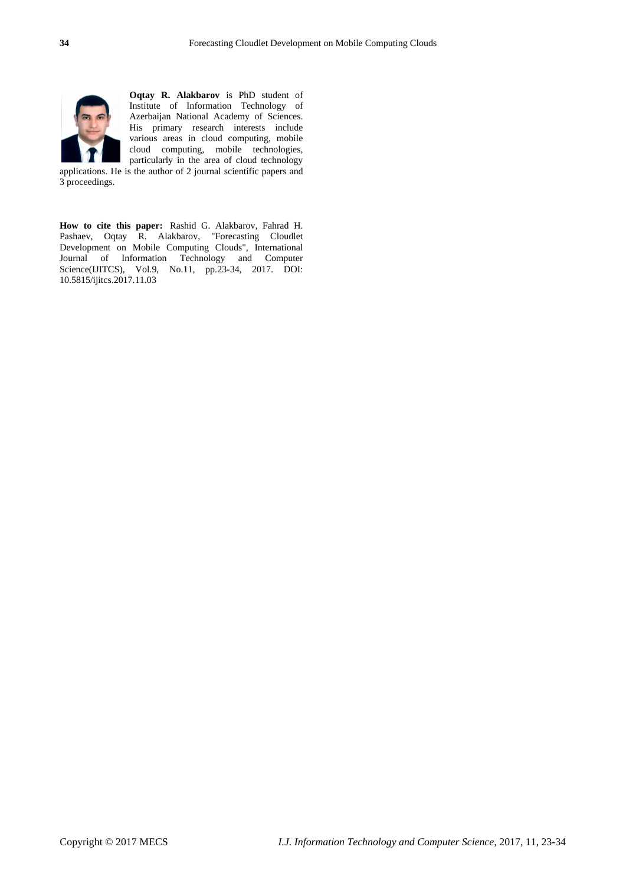**Oqtay R. Alakbarov** is PhD student of Institute of Information Technology of Azerbaijan National Academy of Sciences. His primary research interests include various areas in cloud computing, mobile cloud computing, mobile technologies, particularly in the area of cloud technology applications. He is the author of 2 journal scientific papers and 3 proceedings.

**How to cite this paper:** Rashid G. Alakbarov, Fahrad H. Pashaev, Oqtay R. Alakbarov, "Forecasting Cloudlet Development on Mobile Computing Clouds", International Journal of Information Technology and Computer Science(IJITCS), Vol.9, No.11, pp.23-34, 2017. DOI: 10.5815/ijitcs.2017.11.03